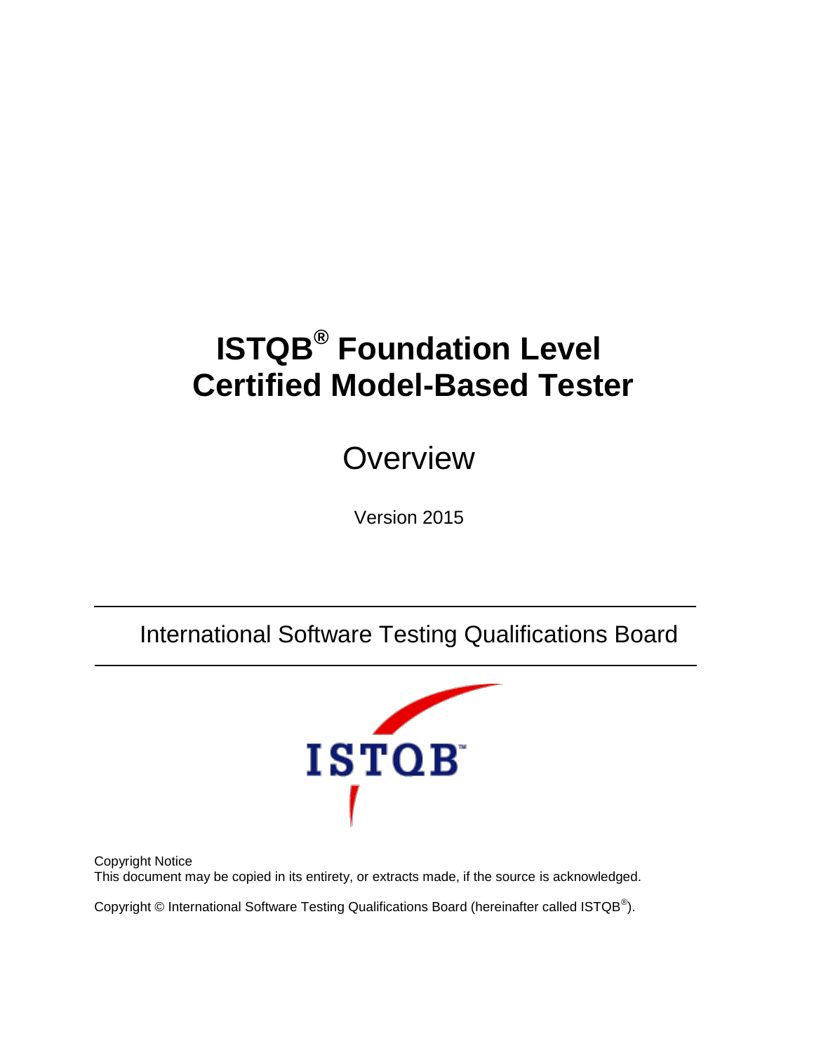# ISTQB® Foundation Level Certified Model-Based Tester

## Overview

Version 2015

International Software Testing Qualifications Board

Copyright Notice
This document may be copied in its entirety, or extracts made, if the source is acknowledged.

Copyright © International Software Testing Qualifications Board (hereinafter called ISTQB®).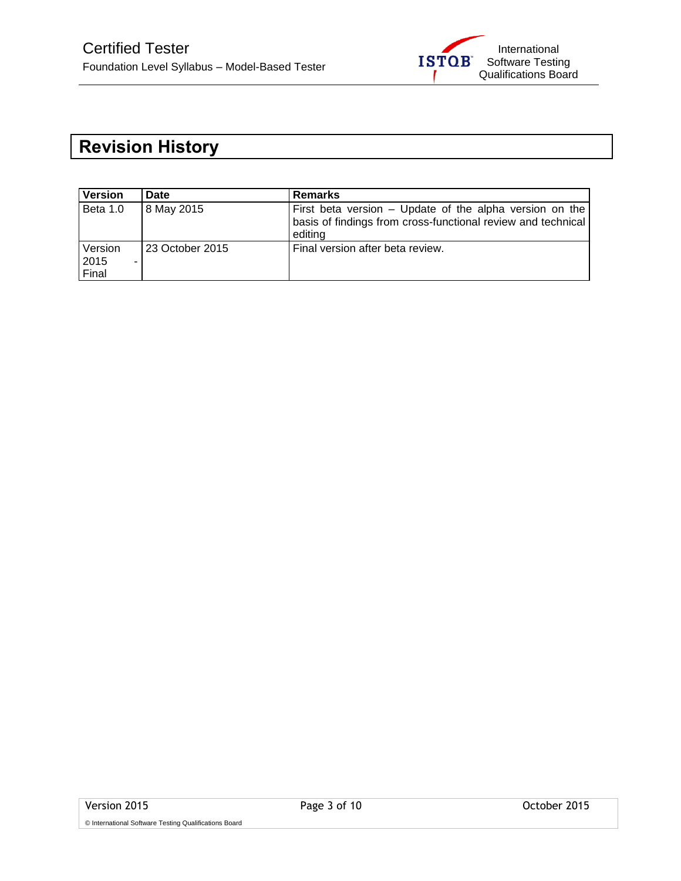# Revision History

| Version | Date | Remarks |
|---|---|---|
| Beta 1.0 | 8 May 2015 | First beta version – Update of the alpha version on the basis of findings from cross-functional review and technical editing |
| Version 2015 - Final | 23 October 2015 | Final version after beta review. |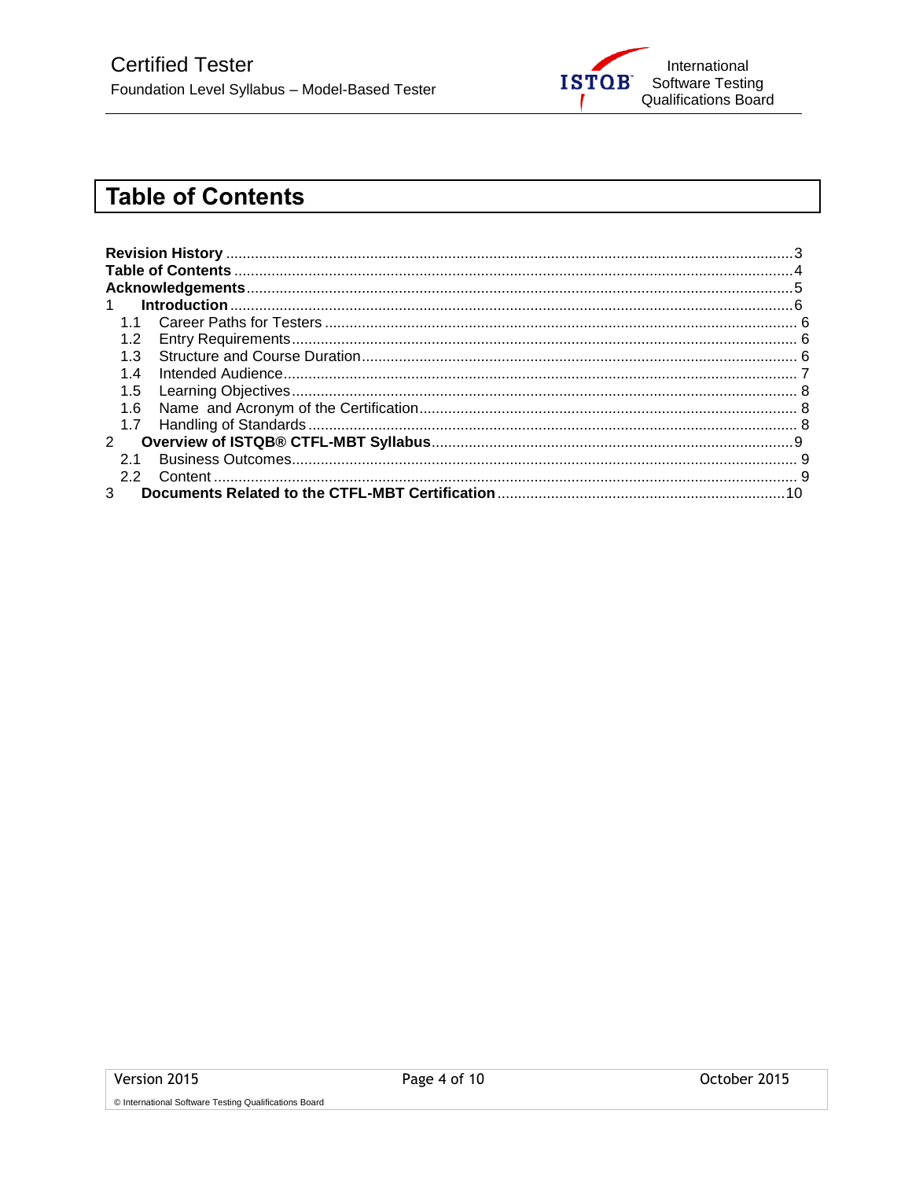# Table of Contents

Revision History ........................................................................................................................... 3
Table of Contents ........................................................................................................................ 4
Acknowledgements ...................................................................................................................... 5
1 Introduction ............................................................................................................................... 6
- 1.1 Career Paths for Testers ..................................................................................................... 6
- 1.2 Entry Requirements ............................................................................................................ 6
- 1.3 Structure and Course Duration ........................................................................................... 6
- 1.4 Intended Audience .............................................................................................................. 7
- 1.5 Learning Objectives ............................................................................................................ 8
- 1.6 Name and Acronym of the Certification .............................................................................. 8
- 1.7 Handling of Standards ........................................................................................................ 8

2 Overview of ISTQB® CTFL-MBT Syllabus ................................................................................. 9
- 2.1 Business Outcomes ............................................................................................................ 9
- 2.2 Content ............................................................................................................................... 9

3 Documents Related to the CTFL-MBT Certification .................................................................. 10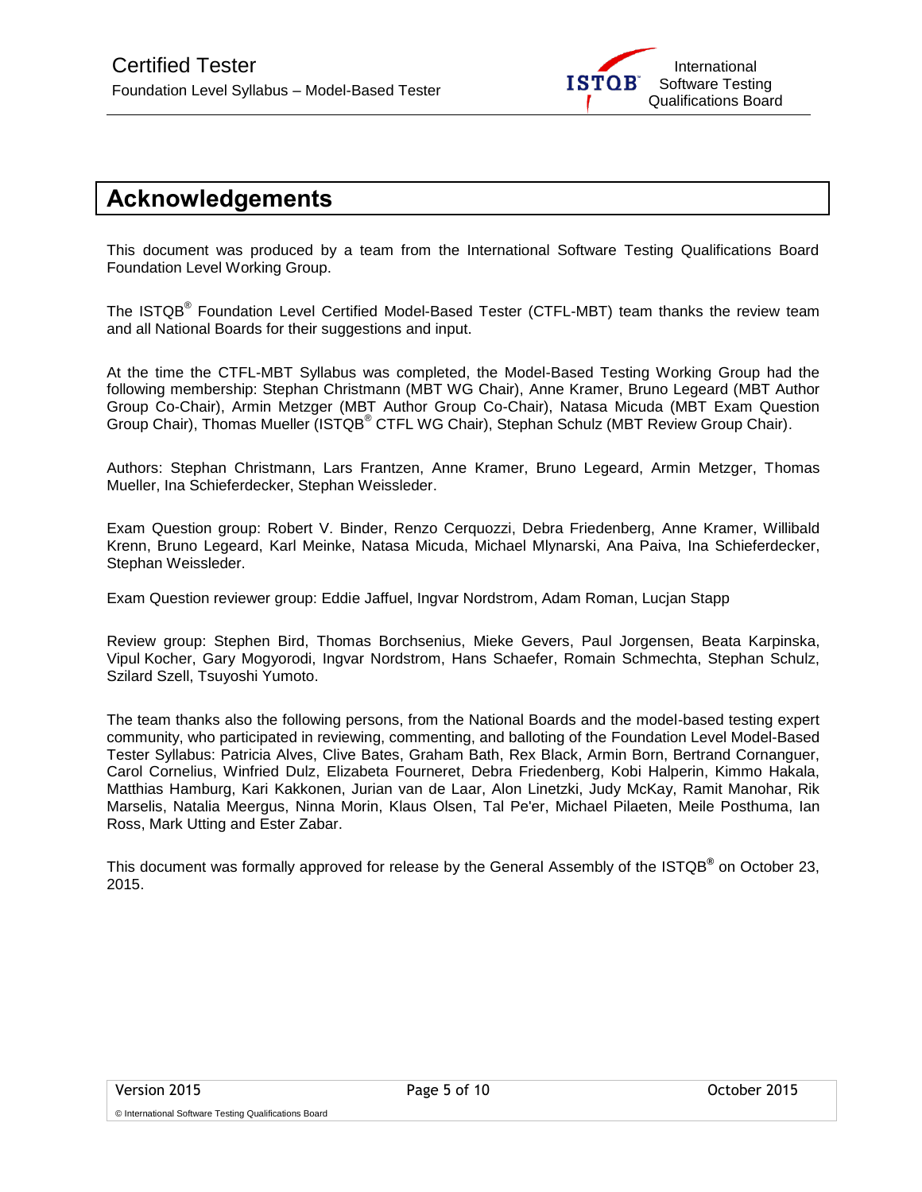# Acknowledgements

This document was produced by a team from the International Software Testing Qualifications Board Foundation Level Working Group.

The ISTQB® Foundation Level Certified Model-Based Tester (CTFL-MBT) team thanks the review team and all National Boards for their suggestions and input.

At the time the CTFL-MBT Syllabus was completed, the Model-Based Testing Working Group had the following membership: Stephan Christmann (MBT WG Chair), Anne Kramer, Bruno Legeard (MBT Author Group Co-Chair), Armin Metzger (MBT Author Group Co-Chair), Natasa Micuda (MBT Exam Question Group Chair), Thomas Mueller (ISTQB® CTFL WG Chair), Stephan Schulz (MBT Review Group Chair).

Authors: Stephan Christmann, Lars Frantzen, Anne Kramer, Bruno Legeard, Armin Metzger, Thomas Mueller, Ina Schieferdecker, Stephan Weissleder.

Exam Question group: Robert V. Binder, Renzo Cerquozzi, Debra Friedenberg, Anne Kramer, Willibald Krenn, Bruno Legeard, Karl Meinke, Natasa Micuda, Michael Mlynarski, Ana Paiva, Ina Schieferdecker, Stephan Weissleder.

Exam Question reviewer group: Eddie Jaffuel, Ingvar Nordstrom, Adam Roman, Lucjan Stapp

Review group: Stephen Bird, Thomas Borchsenius, Mieke Gevers, Paul Jorgensen, Beata Karpinska, Vipul Kocher, Gary Mogyorodi, Ingvar Nordstrom, Hans Schaefer, Romain Schmechta, Stephan Schulz, Szilard Szell, Tsuyoshi Yumoto.

The team thanks also the following persons, from the National Boards and the model-based testing expert community, who participated in reviewing, commenting, and balloting of the Foundation Level Model-Based Tester Syllabus: Patricia Alves, Clive Bates, Graham Bath, Rex Black, Armin Born, Bertrand Cornanguer, Carol Cornelius, Winfried Dulz, Elizabeta Fourneret, Debra Friedenberg, Kobi Halperin, Kimmo Hakala, Matthias Hamburg, Kari Kakkonen, Jurian van de Laar, Alon Linetzki, Judy McKay, Ramit Manohar, Rik Marselis, Natalia Meergus, Ninna Morin, Klaus Olsen, Tal Pe'er, Michael Pilaeten, Meile Posthuma, Ian Ross, Mark Utting and Ester Zabar.

This document was formally approved for release by the General Assembly of the ISTQB® on October 23, 2015.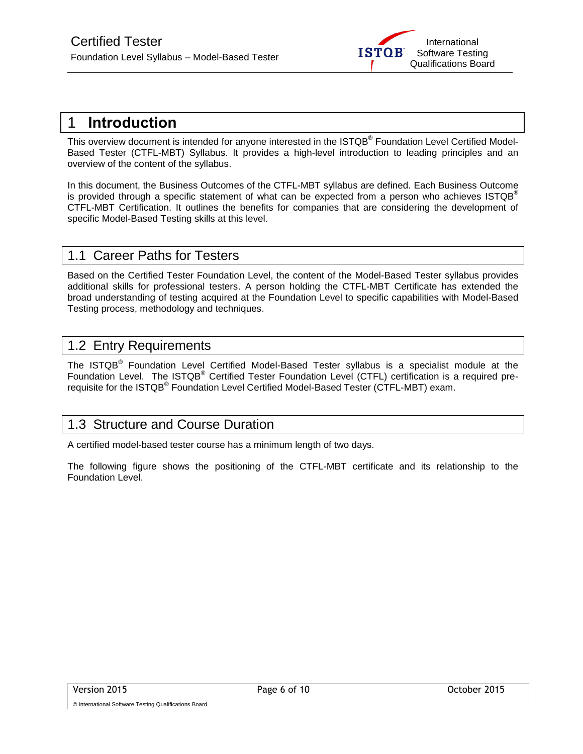# 1 Introduction

This overview document is intended for anyone interested in the ISTQB® Foundation Level Certified Model-Based Tester (CTFL-MBT) Syllabus. It provides a high-level introduction to leading principles and an overview of the content of the syllabus.

In this document, the Business Outcomes of the CTFL-MBT syllabus are defined. Each Business Outcome is provided through a specific statement of what can be expected from a person who achieves ISTQB® CTFL-MBT Certification. It outlines the benefits for companies that are considering the development of specific Model-Based Testing skills at this level.

## 1.1 Career Paths for Testers

Based on the Certified Tester Foundation Level, the content of the Model-Based Tester syllabus provides additional skills for professional testers. A person holding the CTFL-MBT Certificate has extended the broad understanding of testing acquired at the Foundation Level to specific capabilities with Model-Based Testing process, methodology and techniques.

## 1.2 Entry Requirements

The ISTQB® Foundation Level Certified Model-Based Tester syllabus is a specialist module at the Foundation Level. The ISTQB® Certified Tester Foundation Level (CTFL) certification is a required pre-requisite for the ISTQB® Foundation Level Certified Model-Based Tester (CTFL-MBT) exam.

## 1.3 Structure and Course Duration

A certified model-based tester course has a minimum length of two days.

The following figure shows the positioning of the CTFL-MBT certificate and its relationship to the Foundation Level.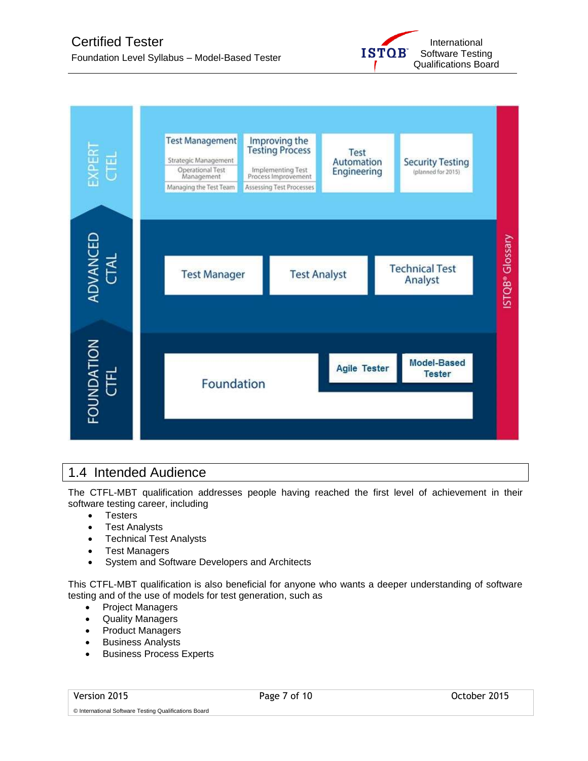| EXPERT CTEL | Test Management: Strategic Management; Operational Test Management; Managing the Test Team | Improving the Testing Process: Implementing Test Process Improvement; Assessing Test Processes | Test Automation Engineering | Security Testing (planned for 2015) |
|---|---|---|---|---|
| ADVANCED CTAL | Test Manager | Test Analyst | Technical Test Analyst | |
| FOUNDATION CTFL | Foundation | Agile Tester | Model-Based Tester | |

ISTQB® Glossary

## 1.4 Intended Audience

The CTFL-MBT qualification addresses people having reached the first level of achievement in their software testing career, including

- Testers
- Test Analysts
- Technical Test Analysts
- Test Managers
- System and Software Developers and Architects

This CTFL-MBT qualification is also beneficial for anyone who wants a deeper understanding of software testing and of the use of models for test generation, such as

- Project Managers
- Quality Managers
- Product Managers
- Business Analysts
- Business Process Experts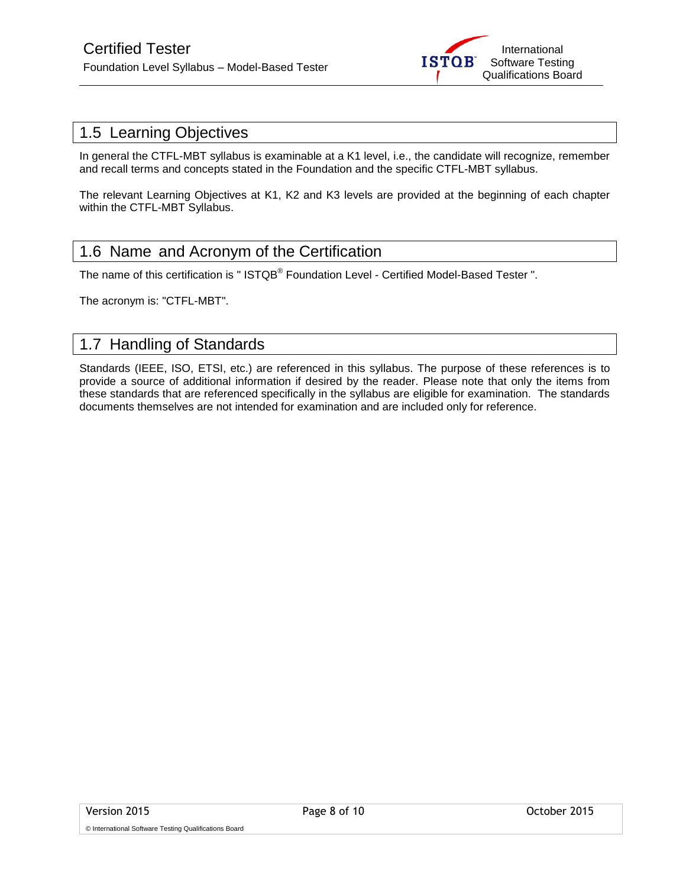## 1.5 Learning Objectives

In general the CTFL-MBT syllabus is examinable at a K1 level, i.e., the candidate will recognize, remember and recall terms and concepts stated in the Foundation and the specific CTFL-MBT syllabus.

The relevant Learning Objectives at K1, K2 and K3 levels are provided at the beginning of each chapter within the CTFL-MBT Syllabus.

## 1.6 Name and Acronym of the Certification

The name of this certification is " ISTQB® Foundation Level - Certified Model-Based Tester ".

The acronym is: "CTFL-MBT".

## 1.7 Handling of Standards

Standards (IEEE, ISO, ETSI, etc.) are referenced in this syllabus. The purpose of these references is to provide a source of additional information if desired by the reader. Please note that only the items from these standards that are referenced specifically in the syllabus are eligible for examination. The standards documents themselves are not intended for examination and are included only for reference.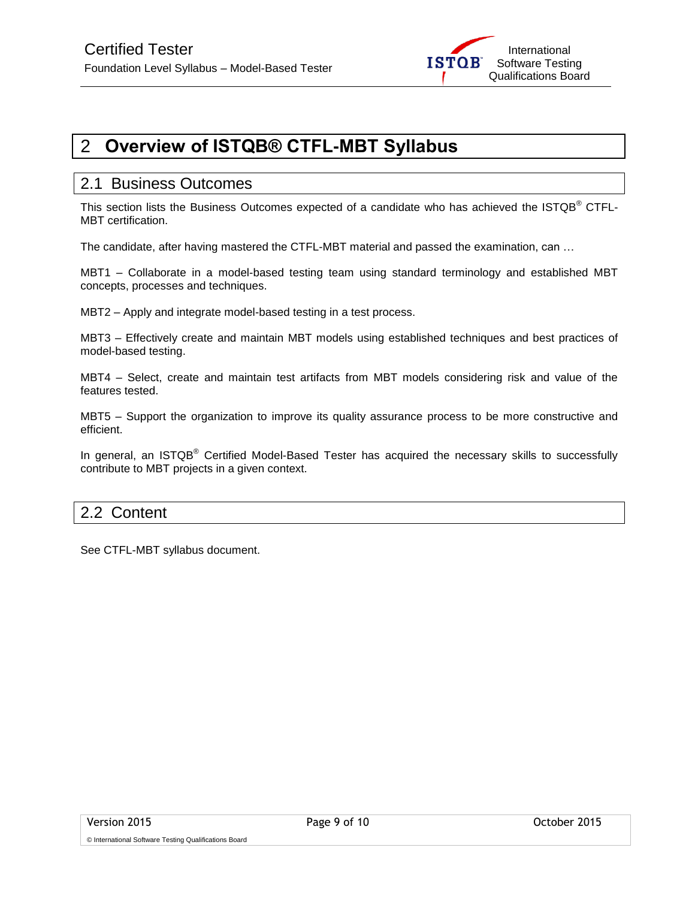# 2 Overview of ISTQB® CTFL-MBT Syllabus

## 2.1 Business Outcomes

This section lists the Business Outcomes expected of a candidate who has achieved the ISTQB® CTFL-MBT certification.

The candidate, after having mastered the CTFL-MBT material and passed the examination, can …

MBT1 – Collaborate in a model-based testing team using standard terminology and established MBT concepts, processes and techniques.

MBT2 – Apply and integrate model-based testing in a test process.

MBT3 – Effectively create and maintain MBT models using established techniques and best practices of model-based testing.

MBT4 – Select, create and maintain test artifacts from MBT models considering risk and value of the features tested.

MBT5 – Support the organization to improve its quality assurance process to be more constructive and efficient.

In general, an ISTQB® Certified Model-Based Tester has acquired the necessary skills to successfully contribute to MBT projects in a given context.

## 2.2 Content

See CTFL-MBT syllabus document.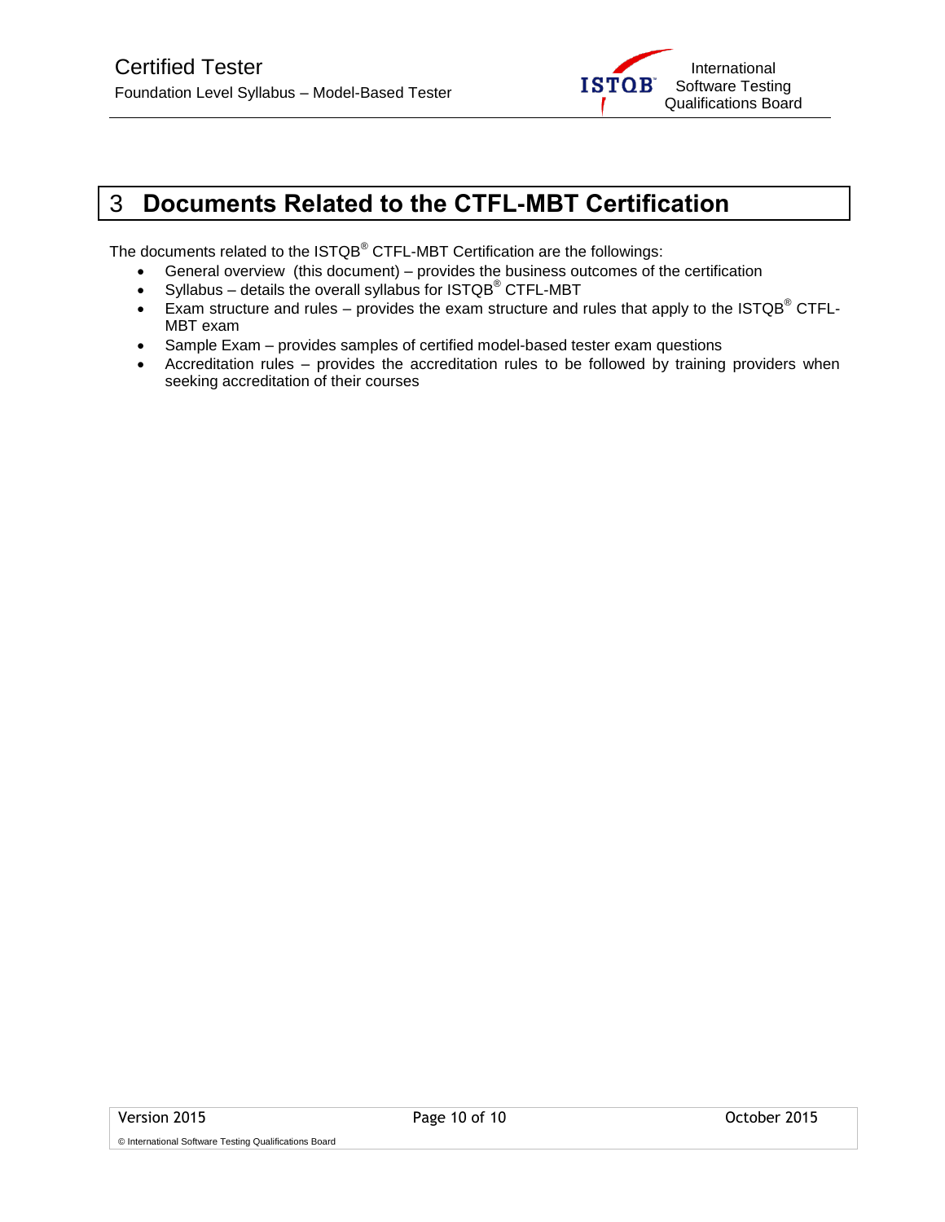# 3 Documents Related to the CTFL-MBT Certification

The documents related to the ISTQB® CTFL-MBT Certification are the followings:

- General overview (this document) – provides the business outcomes of the certification
- Syllabus – details the overall syllabus for ISTQB® CTFL-MBT
- Exam structure and rules – provides the exam structure and rules that apply to the ISTQB® CTFL-MBT exam
- Sample Exam – provides samples of certified model-based tester exam questions
- Accreditation rules – provides the accreditation rules to be followed by training providers when seeking accreditation of their courses